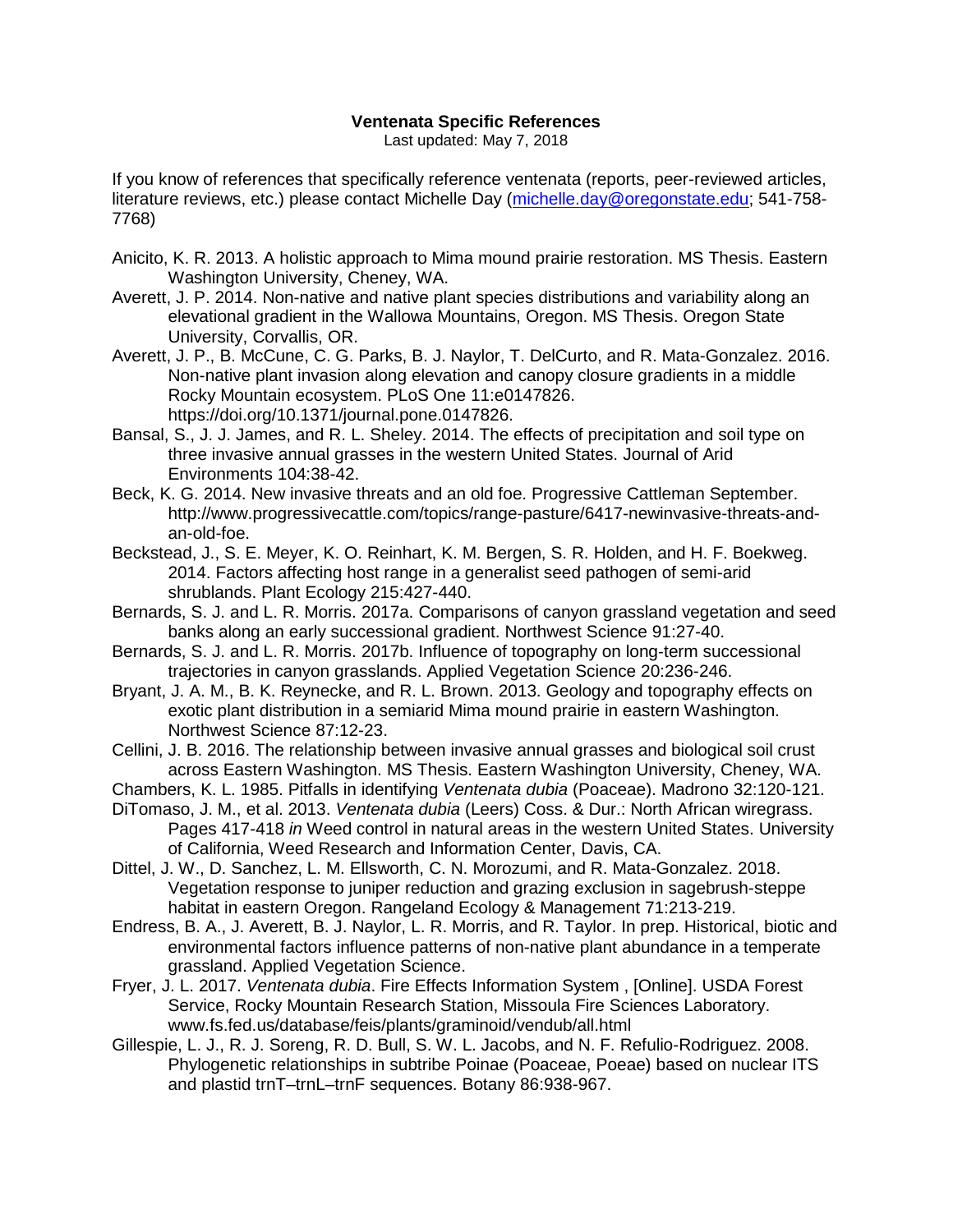# Ventenata Specific References

Last updated: May 7, 2018

If you know of references that specifically reference ventenata (reports, peer-reviewed articles, literature reviews, etc.) please contact Michelle Day (michelle.day@oregonstate.edu; 541-758-7768)

Anicito, K. R. 2013. A holistic approach to Mima mound prairie restoration. MS Thesis. Eastern Washington University, Cheney, WA.

Averett, J. P. 2014. Non-native and native plant species distributions and variability along an elevational gradient in the Wallowa Mountains, Oregon. MS Thesis. Oregon State University, Corvallis, OR.

Averett, J. P., B. McCune, C. G. Parks, B. J. Naylor, T. DelCurto, and R. Mata-Gonzalez. 2016. Non-native plant invasion along elevation and canopy closure gradients in a middle Rocky Mountain ecosystem. PLoS One 11:e0147826. https://doi.org/10.1371/journal.pone.0147826.

Bansal, S., J. J. James, and R. L. Sheley. 2014. The effects of precipitation and soil type on three invasive annual grasses in the western United States. Journal of Arid Environments 104:38-42.

Beck, K. G. 2014. New invasive threats and an old foe. Progressive Cattleman September. http://www.progressivecattle.com/topics/range-pasture/6417-newinvasive-threats-and-an-old-foe.

Beckstead, J., S. E. Meyer, K. O. Reinhart, K. M. Bergen, S. R. Holden, and H. F. Boekweg. 2014. Factors affecting host range in a generalist seed pathogen of semi-arid shrublands. Plant Ecology 215:427-440.

Bernards, S. J. and L. R. Morris. 2017a. Comparisons of canyon grassland vegetation and seed banks along an early successional gradient. Northwest Science 91:27-40.

Bernards, S. J. and L. R. Morris. 2017b. Influence of topography on long-term successional trajectories in canyon grasslands. Applied Vegetation Science 20:236-246.

Bryant, J. A. M., B. K. Reynecke, and R. L. Brown. 2013. Geology and topography effects on exotic plant distribution in a semiarid Mima mound prairie in eastern Washington. Northwest Science 87:12-23.

Cellini, J. B. 2016. The relationship between invasive annual grasses and biological soil crust across Eastern Washington. MS Thesis. Eastern Washington University, Cheney, WA.

Chambers, K. L. 1985. Pitfalls in identifying *Ventenata dubia* (Poaceae). Madrono 32:120-121.

DiTomaso, J. M., et al. 2013. *Ventenata dubia* (Leers) Coss. & Dur.: North African wiregrass. Pages 417-418 *in* Weed control in natural areas in the western United States. University of California, Weed Research and Information Center, Davis, CA.

Dittel, J. W., D. Sanchez, L. M. Ellsworth, C. N. Morozumi, and R. Mata-Gonzalez. 2018. Vegetation response to juniper reduction and grazing exclusion in sagebrush-steppe habitat in eastern Oregon. Rangeland Ecology & Management 71:213-219.

Endress, B. A., J. Averett, B. J. Naylor, L. R. Morris, and R. Taylor. In prep. Historical, biotic and environmental factors influence patterns of non-native plant abundance in a temperate grassland. Applied Vegetation Science.

Fryer, J. L. 2017. *Ventenata dubia*. Fire Effects Information System , [Online]. USDA Forest Service, Rocky Mountain Research Station, Missoula Fire Sciences Laboratory. www.fs.fed.us/database/feis/plants/graminoid/vendub/all.html

Gillespie, L. J., R. J. Soreng, R. D. Bull, S. W. L. Jacobs, and N. F. Refulio-Rodriguez. 2008. Phylogenetic relationships in subtribe Poinae (Poaceae, Poeae) based on nuclear ITS and plastid trnT–trnL–trnF sequences. Botany 86:938-967.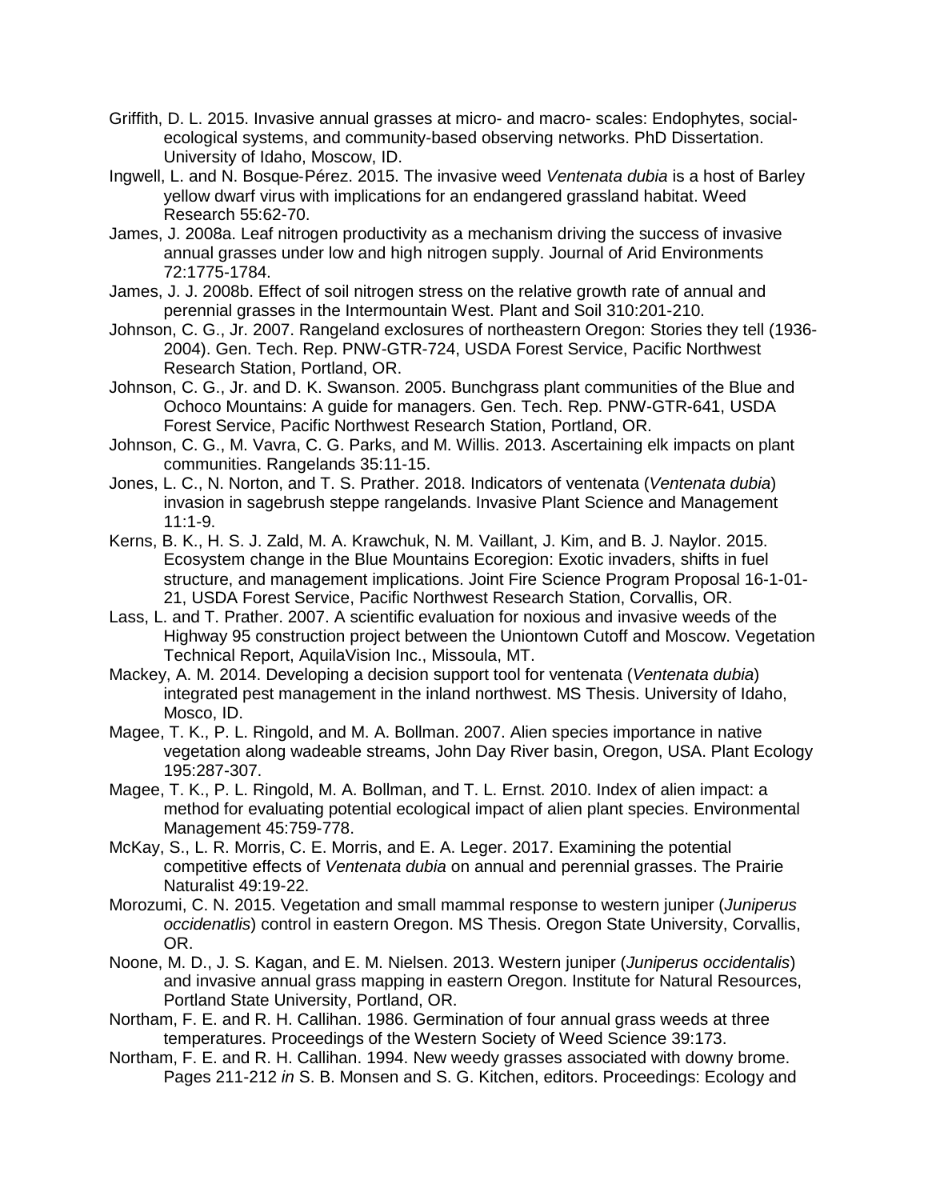Griffith, D. L. 2015. Invasive annual grasses at micro- and macro- scales: Endophytes, social-ecological systems, and community-based observing networks. PhD Dissertation. University of Idaho, Moscow, ID.

Ingwell, L. and N. Bosque-Pérez. 2015. The invasive weed *Ventenata dubia* is a host of Barley yellow dwarf virus with implications for an endangered grassland habitat. Weed Research 55:62-70.

James, J. 2008a. Leaf nitrogen productivity as a mechanism driving the success of invasive annual grasses under low and high nitrogen supply. Journal of Arid Environments 72:1775-1784.

James, J. J. 2008b. Effect of soil nitrogen stress on the relative growth rate of annual and perennial grasses in the Intermountain West. Plant and Soil 310:201-210.

Johnson, C. G., Jr. 2007. Rangeland exclosures of northeastern Oregon: Stories they tell (1936-2004). Gen. Tech. Rep. PNW-GTR-724, USDA Forest Service, Pacific Northwest Research Station, Portland, OR.

Johnson, C. G., Jr. and D. K. Swanson. 2005. Bunchgrass plant communities of the Blue and Ochoco Mountains: A guide for managers. Gen. Tech. Rep. PNW-GTR-641, USDA Forest Service, Pacific Northwest Research Station, Portland, OR.

Johnson, C. G., M. Vavra, C. G. Parks, and M. Willis. 2013. Ascertaining elk impacts on plant communities. Rangelands 35:11-15.

Jones, L. C., N. Norton, and T. S. Prather. 2018. Indicators of ventenata (*Ventenata dubia*) invasion in sagebrush steppe rangelands. Invasive Plant Science and Management 11:1-9.

Kerns, B. K., H. S. J. Zald, M. A. Krawchuk, N. M. Vaillant, J. Kim, and B. J. Naylor. 2015. Ecosystem change in the Blue Mountains Ecoregion: Exotic invaders, shifts in fuel structure, and management implications. Joint Fire Science Program Proposal 16-1-01-21, USDA Forest Service, Pacific Northwest Research Station, Corvallis, OR.

Lass, L. and T. Prather. 2007. A scientific evaluation for noxious and invasive weeds of the Highway 95 construction project between the Uniontown Cutoff and Moscow. Vegetation Technical Report, AquilaVision Inc., Missoula, MT.

Mackey, A. M. 2014. Developing a decision support tool for ventenata (*Ventenata dubia*) integrated pest management in the inland northwest. MS Thesis. University of Idaho, Mosco, ID.

Magee, T. K., P. L. Ringold, and M. A. Bollman. 2007. Alien species importance in native vegetation along wadeable streams, John Day River basin, Oregon, USA. Plant Ecology 195:287-307.

Magee, T. K., P. L. Ringold, M. A. Bollman, and T. L. Ernst. 2010. Index of alien impact: a method for evaluating potential ecological impact of alien plant species. Environmental Management 45:759-778.

McKay, S., L. R. Morris, C. E. Morris, and E. A. Leger. 2017. Examining the potential competitive effects of *Ventenata dubia* on annual and perennial grasses. The Prairie Naturalist 49:19-22.

Morozumi, C. N. 2015. Vegetation and small mammal response to western juniper (*Juniperus occidenatlis*) control in eastern Oregon. MS Thesis. Oregon State University, Corvallis, OR.

Noone, M. D., J. S. Kagan, and E. M. Nielsen. 2013. Western juniper (*Juniperus occidentalis*) and invasive annual grass mapping in eastern Oregon. Institute for Natural Resources, Portland State University, Portland, OR.

Northam, F. E. and R. H. Callihan. 1986. Germination of four annual grass weeds at three temperatures. Proceedings of the Western Society of Weed Science 39:173.

Northam, F. E. and R. H. Callihan. 1994. New weedy grasses associated with downy brome. Pages 211-212 *in* S. B. Monsen and S. G. Kitchen, editors. Proceedings: Ecology and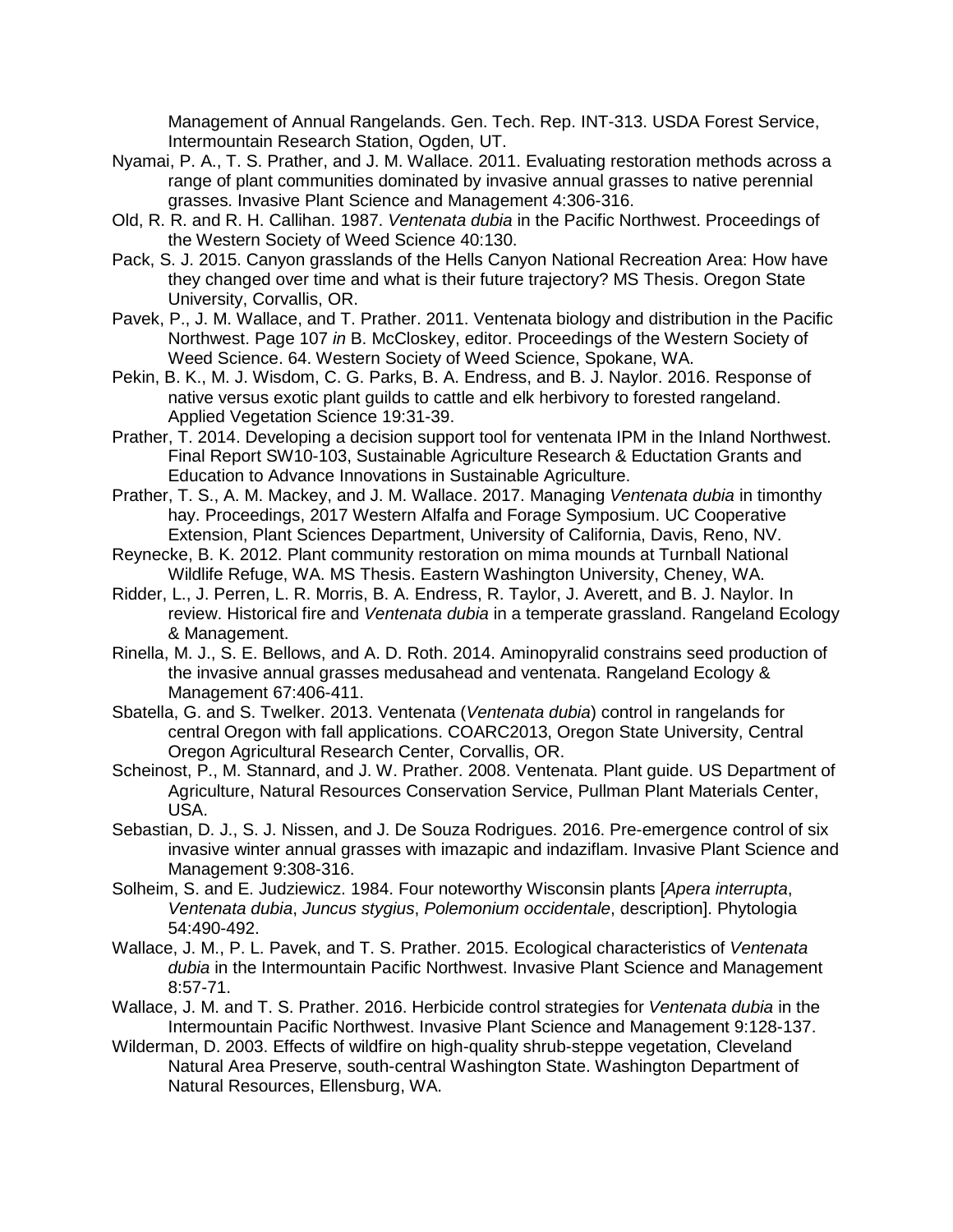Management of Annual Rangelands. Gen. Tech. Rep. INT-313. USDA Forest Service, Intermountain Research Station, Ogden, UT.

Nyamai, P. A., T. S. Prather, and J. M. Wallace. 2011. Evaluating restoration methods across a range of plant communities dominated by invasive annual grasses to native perennial grasses. Invasive Plant Science and Management 4:306-316.

Old, R. R. and R. H. Callihan. 1987. *Ventenata dubia* in the Pacific Northwest. Proceedings of the Western Society of Weed Science 40:130.

Pack, S. J. 2015. Canyon grasslands of the Hells Canyon National Recreation Area: How have they changed over time and what is their future trajectory? MS Thesis. Oregon State University, Corvallis, OR.

Pavek, P., J. M. Wallace, and T. Prather. 2011. Ventenata biology and distribution in the Pacific Northwest. Page 107 *in* B. McCloskey, editor. Proceedings of the Western Society of Weed Science. 64. Western Society of Weed Science, Spokane, WA.

Pekin, B. K., M. J. Wisdom, C. G. Parks, B. A. Endress, and B. J. Naylor. 2016. Response of native versus exotic plant guilds to cattle and elk herbivory to forested rangeland. Applied Vegetation Science 19:31-39.

Prather, T. 2014. Developing a decision support tool for ventenata IPM in the Inland Northwest. Final Report SW10-103, Sustainable Agriculture Research & Eductation Grants and Education to Advance Innovations in Sustainable Agriculture.

Prather, T. S., A. M. Mackey, and J. M. Wallace. 2017. Managing *Ventenata dubia* in timonthy hay. Proceedings, 2017 Western Alfalfa and Forage Symposium. UC Cooperative Extension, Plant Sciences Department, University of California, Davis, Reno, NV.

Reynecke, B. K. 2012. Plant community restoration on mima mounds at Turnball National Wildlife Refuge, WA. MS Thesis. Eastern Washington University, Cheney, WA.

Ridder, L., J. Perren, L. R. Morris, B. A. Endress, R. Taylor, J. Averett, and B. J. Naylor. In review. Historical fire and *Ventenata dubia* in a temperate grassland. Rangeland Ecology & Management.

Rinella, M. J., S. E. Bellows, and A. D. Roth. 2014. Aminopyralid constrains seed production of the invasive annual grasses medusahead and ventenata. Rangeland Ecology & Management 67:406-411.

Sbatella, G. and S. Twelker. 2013. Ventenata (*Ventenata dubia*) control in rangelands for central Oregon with fall applications. COARC2013, Oregon State University, Central Oregon Agricultural Research Center, Corvallis, OR.

Scheinost, P., M. Stannard, and J. W. Prather. 2008. Ventenata. Plant guide. US Department of Agriculture, Natural Resources Conservation Service, Pullman Plant Materials Center, USA.

Sebastian, D. J., S. J. Nissen, and J. De Souza Rodrigues. 2016. Pre-emergence control of six invasive winter annual grasses with imazapic and indaziflam. Invasive Plant Science and Management 9:308-316.

Solheim, S. and E. Judziewicz. 1984. Four noteworthy Wisconsin plants [*Apera interrupta*, *Ventenata dubia*, *Juncus stygius*, *Polemonium occidentale*, description]. Phytologia 54:490-492.

Wallace, J. M., P. L. Pavek, and T. S. Prather. 2015. Ecological characteristics of *Ventenata dubia* in the Intermountain Pacific Northwest. Invasive Plant Science and Management 8:57-71.

Wallace, J. M. and T. S. Prather. 2016. Herbicide control strategies for *Ventenata dubia* in the Intermountain Pacific Northwest. Invasive Plant Science and Management 9:128-137.

Wilderman, D. 2003. Effects of wildfire on high-quality shrub-steppe vegetation, Cleveland Natural Area Preserve, south-central Washington State. Washington Department of Natural Resources, Ellensburg, WA.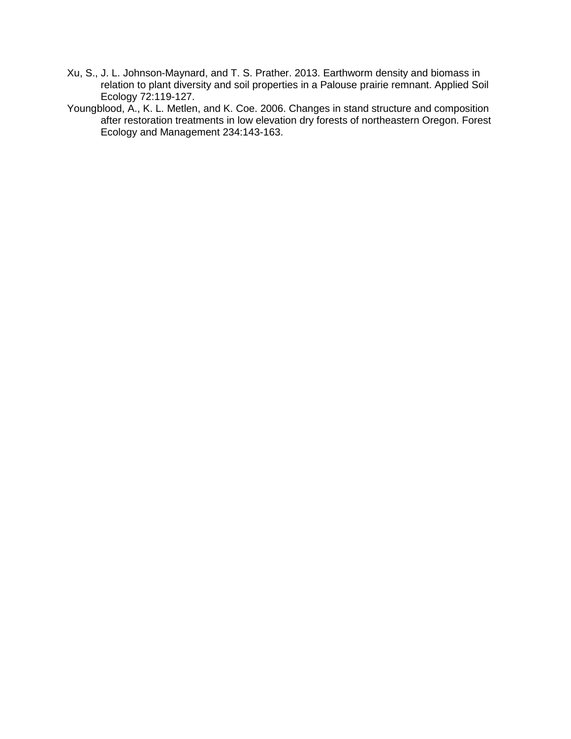Xu, S., J. L. Johnson-Maynard, and T. S. Prather. 2013. Earthworm density and biomass in relation to plant diversity and soil properties in a Palouse prairie remnant. Applied Soil Ecology 72:119-127.

Youngblood, A., K. L. Metlen, and K. Coe. 2006. Changes in stand structure and composition after restoration treatments in low elevation dry forests of northeastern Oregon. Forest Ecology and Management 234:143-163.